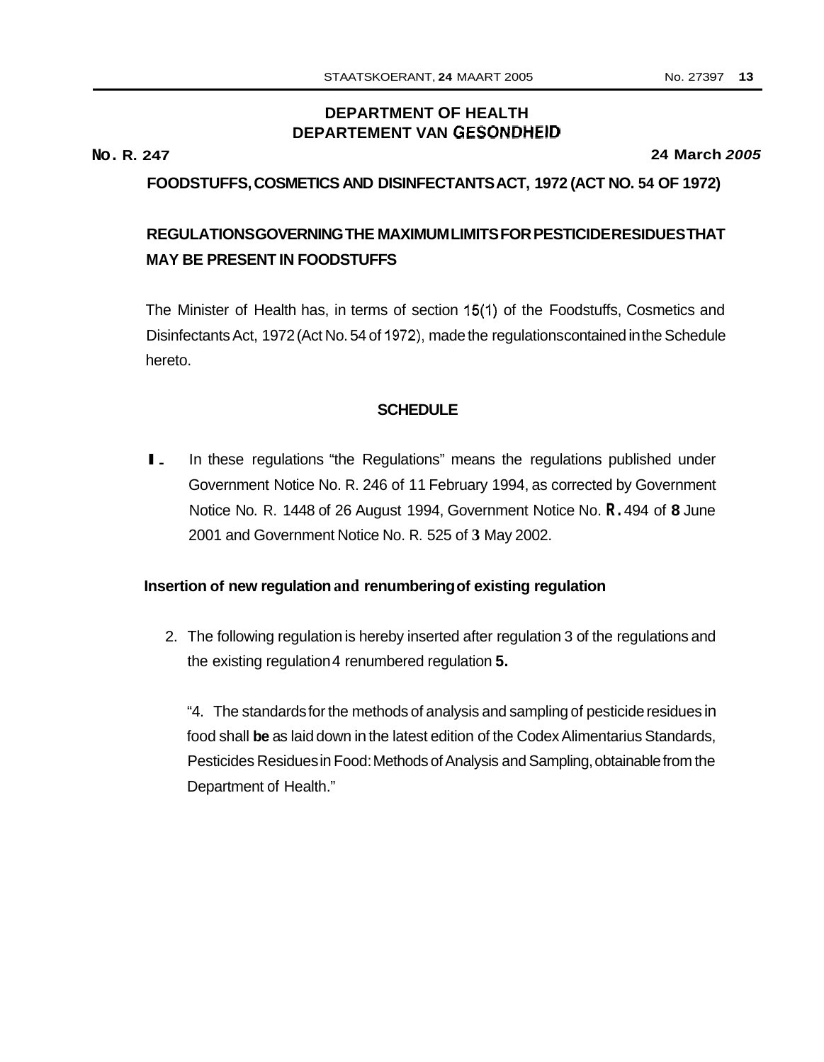# DEPARTMENT OF HEALTH
# DEPARTEMENT VAN GESONDHEID

**No. R. 247** **24 March 2005**

**FOODSTUFFS, COSMETICS AND DISINFECTANTS ACT, 1972 (ACT NO. 54 OF 1972)**

## REGULATIONS GOVERNING THE MAXIMUM LIMITS FOR PESTICIDE RESIDUES THAT MAY BE PRESENT IN FOODSTUFFS

The Minister of Health has, in terms of section 15(1) of the Foodstuffs, Cosmetics and Disinfectants Act, 1972 (Act No. 54 of 1972), made the regulations contained in the Schedule hereto.

### SCHEDULE

1. In these regulations "the Regulations" means the regulations published under Government Notice No. R. 246 of 11 February 1994, as corrected by Government Notice No. R. 1448 of 26 August 1994, Government Notice No. R. 494 of 8 June 2001 and Government Notice No. R. 525 of 3 May 2002.

**Insertion of new regulation and renumbering of existing regulation**

2. The following regulation is hereby inserted after regulation 3 of the regulations and the existing regulation 4 renumbered regulation 5.

   "4. The standards for the methods of analysis and sampling of pesticide residues in food shall be as laid down in the latest edition of the Codex Alimentarius Standards, Pesticides Residues in Food: Methods of Analysis and Sampling, obtainable from the Department of Health."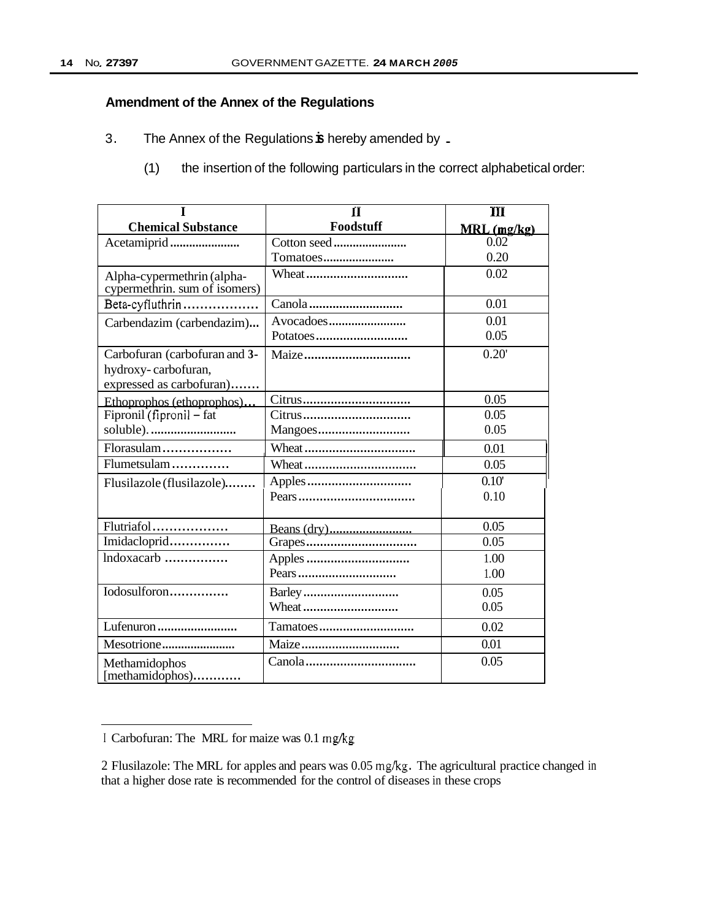**Amendment of the Annex of the Regulations**

3. The Annex of the Regulations is hereby amended by -

(1) the insertion of the following particulars in the correct alphabetical order:

| I<br>Chemical Substance | II<br>Foodstuff | III<br>MRL (mg/kg) |
|---|---|---|
| Acetamiprid ...................... | Cotton seed .......................<br>Tomatoes...................... | 0.02<br>0.20 |
| Alpha-cypermethrin (alpha-cypermethrin. sum of isomers) | Wheat ............................. | 0.02 |
| Beta-cyfluthrin .................. | Canola ............................ | 0.01 |
| Carbendazim (carbendazim)... | Avocadoes........................<br>Potatoes........................... | 0.01<br>0.05 |
| Carbofuran (carbofuran and 3-hydroxy- carbofuran, expressed as carbofuran)....... | Maize.............................. | 0.20[1] |
| Ethoprophos (ethoprophos)... | Citrus.............................. | 0.05 |
| Fipronil (fipronil – fat soluble). ......................... | Citrus..............................<br>Mangoes.......................... | 0.05<br>0.05 |
| Florasulam................. | Wheat ............................... | 0.01 |
| Flumetsulam ............. | Wheat ............................... | 0.05 |
| Flusilazole (flusilazole)....... | Apples .............................<br>Pears ................................ | 0.10[2]<br>0.10 |
| Flutriafol.................. | Beans (dry)......................... | 0.05 |
| Imidacloprid.............. | Grapes............................... | 0.05 |
| lndoxacarb ................ | Apples .............................<br>Pears ............................ | 1.00<br>1.00 |
| Iodosulforon.............. | Barley ............................<br>Wheat ............................ | 0.05<br>0.05 |
| Lufenuron ........................ | Tamatoes........................... | 0.02 |
| Mesotrione....................... | Maize ............................ | 0.01 |
| Methamidophos [methamidophos)............ | Canola................................ | 0.05 |

1 Carbofuran: The MRL for maize was 0.1 mg/kg

2 Flusilazole: The MRL for apples and pears was 0.05 mg/kg. The agricultural practice changed in that a higher dose rate is recommended for the control of diseases in these crops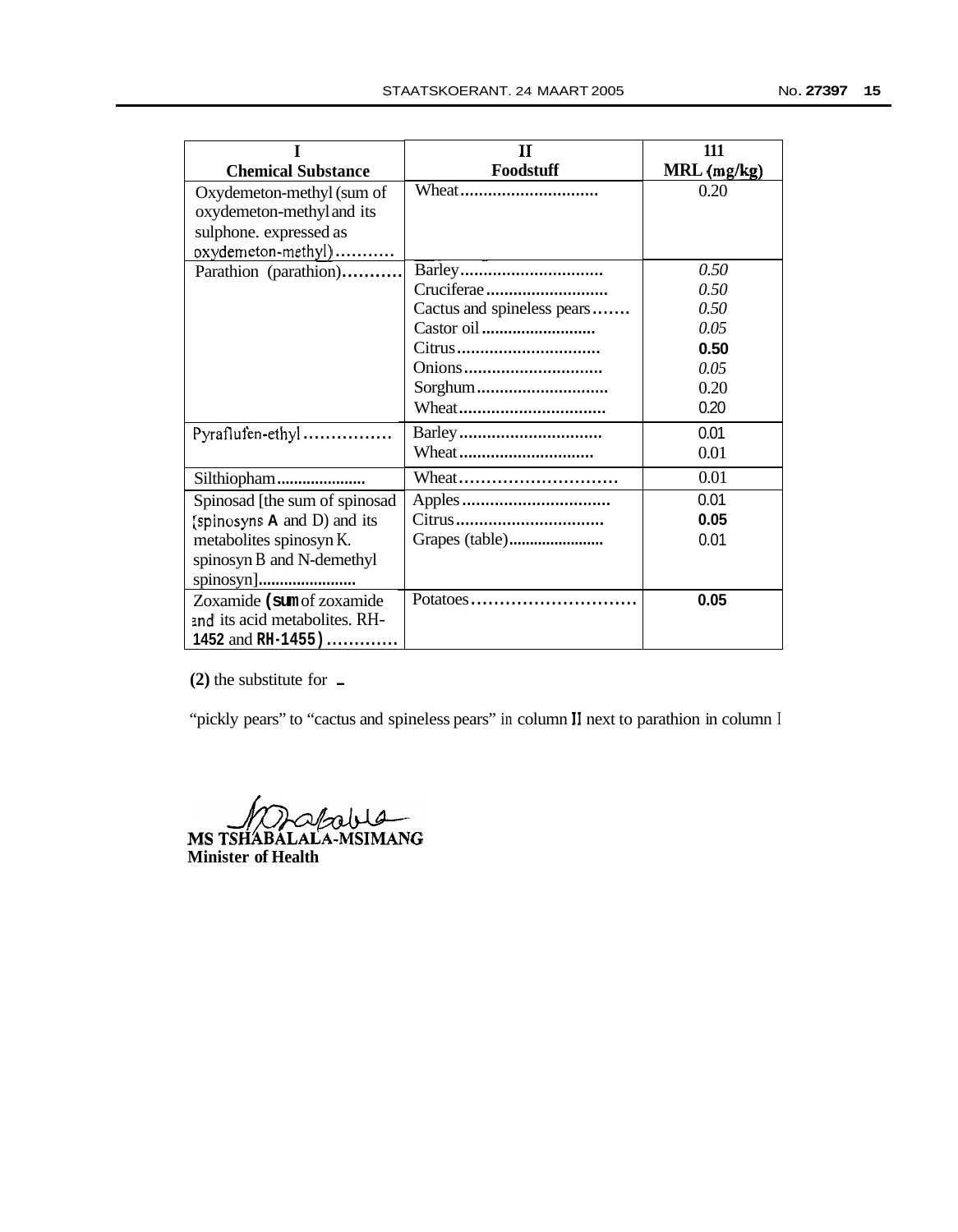| I<br>Chemical Substance | II<br>Foodstuff | 111<br>MRL (mg/kg) |
|---|---|---|
| Oxydemeton-methyl (sum of oxydemeton-methyl and its sulphone. expressed as oxydemeton-methyl).......... | Wheat............................ | 0.20 |
| Parathion (parathion).......... | Barley............................ | 0.50 |
| | Cruciferae........................ | 0.50 |
| | Cactus and spineless pears....... | 0.50 |
| | Castor oil........................ | 0.05 |
| | Citrus............................ | 0.50 |
| | Onions............................ | 0.05 |
| | Sorghum........................... | 0.20 |
| | Wheat............................. | 0.20 |
| Pyraflufen-ethyl................ | Barley............................ | 0.01 |
| | Wheat............................. | 0.01 |
| Silthiopham..................... | Wheat............................. | 0.01 |
| Spinosad [the sum of spinosad (spinosyns A and D) and its metabolites spinosyn K. spinosyn B and N-demethyl spinosyn]...................... | Apples............................ | 0.01 |
| | Citrus............................ | 0.05 |
| | Grapes (table).................... | 0.01 |
| Zoxamide (sum of zoxamide and its acid metabolites. RH-1452 and RH-1455)............ | Potatoes.......................... | 0.05 |

**(2)** the substitute for –

"pickly pears" to "cactus and spineless pears" in column II next to parathion in column I

**MS TSHABALALA-MSIMANG**
**Minister of Health**